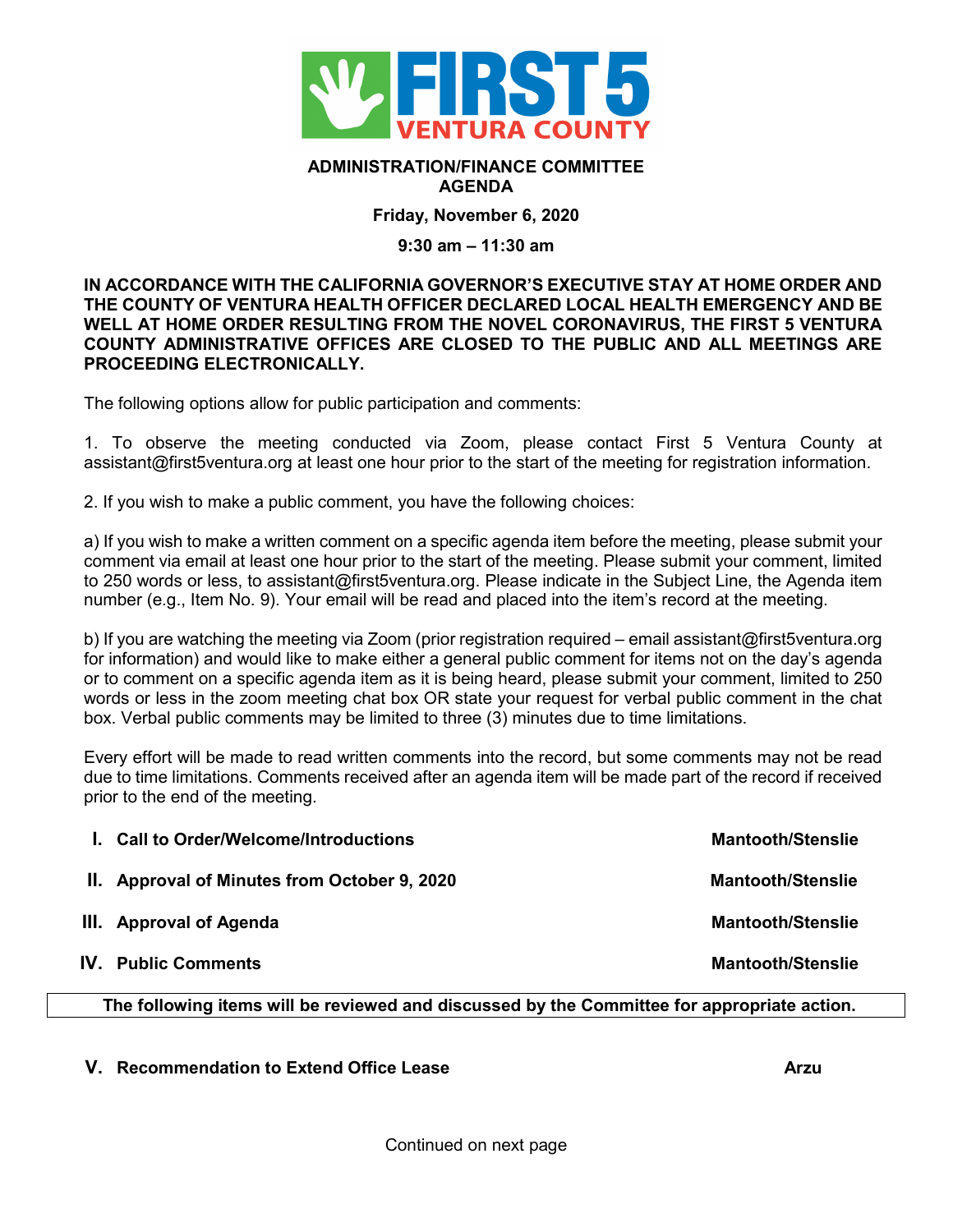# FIRST 5 VENTURA COUNTY

## ADMINISTRATION/FINANCE COMMITTEE AGENDA

**Friday, November 6, 2020**

**9:30 am – 11:30 am**

**IN ACCORDANCE WITH THE CALIFORNIA GOVERNOR'S EXECUTIVE STAY AT HOME ORDER AND THE COUNTY OF VENTURA HEALTH OFFICER DECLARED LOCAL HEALTH EMERGENCY AND BE WELL AT HOME ORDER RESULTING FROM THE NOVEL CORONAVIRUS, THE FIRST 5 VENTURA COUNTY ADMINISTRATIVE OFFICES ARE CLOSED TO THE PUBLIC AND ALL MEETINGS ARE PROCEEDING ELECTRONICALLY.**

The following options allow for public participation and comments:

1. To observe the meeting conducted via Zoom, please contact First 5 Ventura County at assistant@first5ventura.org at least one hour prior to the start of the meeting for registration information.

2. If you wish to make a public comment, you have the following choices:

a) If you wish to make a written comment on a specific agenda item before the meeting, please submit your comment via email at least one hour prior to the start of the meeting. Please submit your comment, limited to 250 words or less, to assistant@first5ventura.org. Please indicate in the Subject Line, the Agenda item number (e.g., Item No. 9). Your email will be read and placed into the item's record at the meeting.

b) If you are watching the meeting via Zoom (prior registration required – email assistant@first5ventura.org for information) and would like to make either a general public comment for items not on the day's agenda or to comment on a specific agenda item as it is being heard, please submit your comment, limited to 250 words or less in the zoom meeting chat box OR state your request for verbal public comment in the chat box. Verbal public comments may be limited to three (3) minutes due to time limitations.

Every effort will be made to read written comments into the record, but some comments may not be read due to time limitations. Comments received after an agenda item will be made part of the record if received prior to the end of the meeting.

| | | |
|---|---|---|
| **I.** | **Call to Order/Welcome/Introductions** | **Mantooth/Stenslie** |
| **II.** | **Approval of Minutes from October 9, 2020** | **Mantooth/Stenslie** |
| **III.** | **Approval of Agenda** | **Mantooth/Stenslie** |
| **IV.** | **Public Comments** | **Mantooth/Stenslie** |

**The following items will be reviewed and discussed by the Committee for appropriate action.**

| | | |
|---|---|---|
| **V.** | **Recommendation to Extend Office Lease** | **Arzu** |

Continued on next page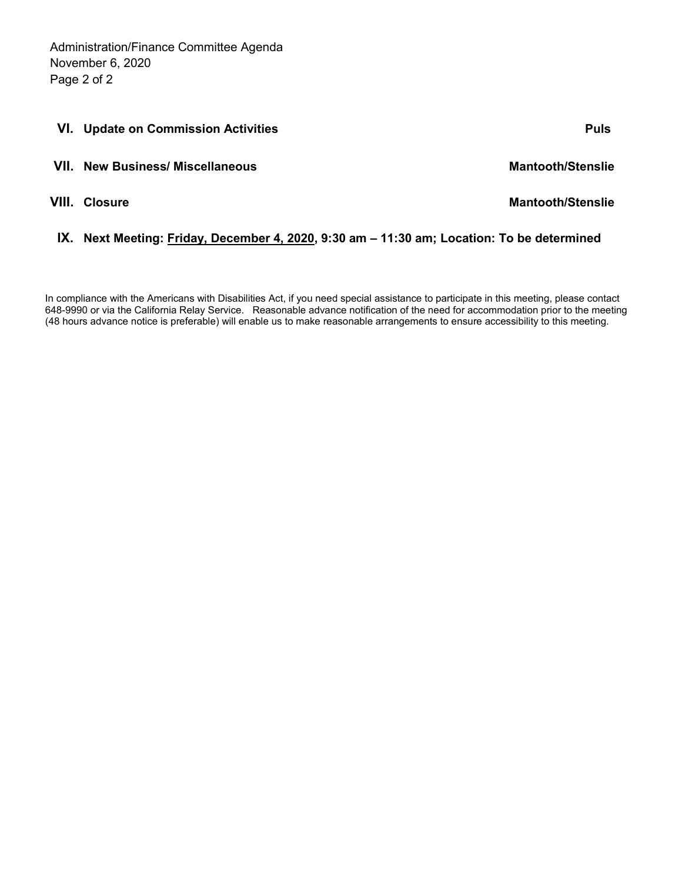**VI. Update on Commission Activities** **Puls**

**VII. New Business/ Miscellaneous** **Mantooth/Stenslie**

**VIII. Closure** **Mantooth/Stenslie**

**IX. Next Meeting: Friday, December 4, 2020, 9:30 am – 11:30 am; Location: To be determined**

In compliance with the Americans with Disabilities Act, if you need special assistance to participate in this meeting, please contact 648-9990 or via the California Relay Service. Reasonable advance notification of the need for accommodation prior to the meeting (48 hours advance notice is preferable) will enable us to make reasonable arrangements to ensure accessibility to this meeting.